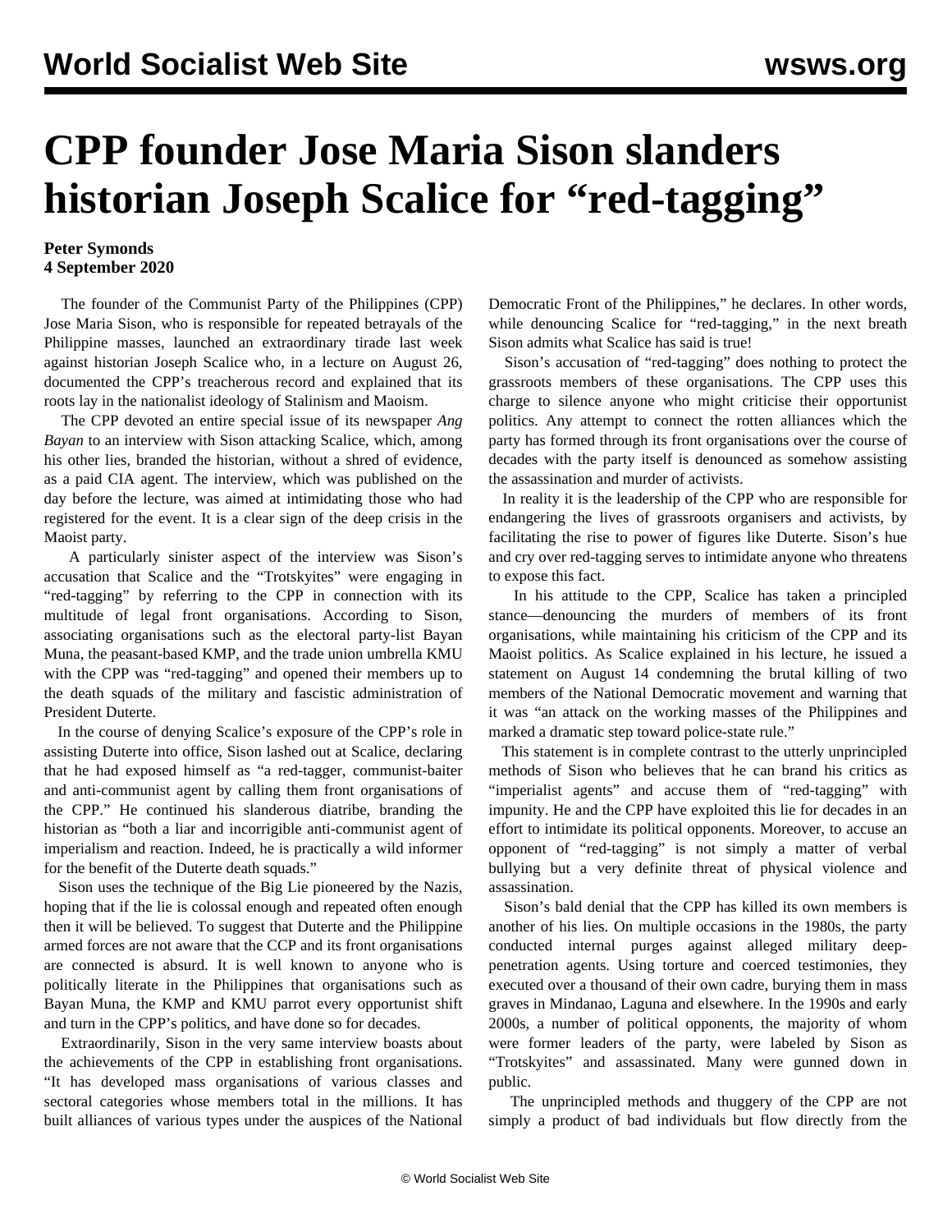# CPP founder Jose Maria Sison slanders historian Joseph Scalice for "red-tagging"

**Peter Symonds**
**4 September 2020**

The founder of the Communist Party of the Philippines (CPP) Jose Maria Sison, who is responsible for repeated betrayals of the Philippine masses, launched an extraordinary tirade last week against historian Joseph Scalice who, in a lecture on August 26, documented the CPP's treacherous record and explained that its roots lay in the nationalist ideology of Stalinism and Maoism.

The CPP devoted an entire special issue of its newspaper *Ang Bayan* to an interview with Sison attacking Scalice, which, among his other lies, branded the historian, without a shred of evidence, as a paid CIA agent. The interview, which was published on the day before the lecture, was aimed at intimidating those who had registered for the event. It is a clear sign of the deep crisis in the Maoist party.

A particularly sinister aspect of the interview was Sison's accusation that Scalice and the "Trotskyites" were engaging in "red-tagging" by referring to the CPP in connection with its multitude of legal front organisations. According to Sison, associating organisations such as the electoral party-list Bayan Muna, the peasant-based KMP, and the trade union umbrella KMU with the CPP was "red-tagging" and opened their members up to the death squads of the military and fascistic administration of President Duterte.

In the course of denying Scalice's exposure of the CPP's role in assisting Duterte into office, Sison lashed out at Scalice, declaring that he had exposed himself as "a red-tagger, communist-baiter and anti-communist agent by calling them front organisations of the CPP." He continued his slanderous diatribe, branding the historian as "both a liar and incorrigible anti-communist agent of imperialism and reaction. Indeed, he is practically a wild informer for the benefit of the Duterte death squads."

Sison uses the technique of the Big Lie pioneered by the Nazis, hoping that if the lie is colossal enough and repeated often enough then it will be believed. To suggest that Duterte and the Philippine armed forces are not aware that the CCP and its front organisations are connected is absurd. It is well known to anyone who is politically literate in the Philippines that organisations such as Bayan Muna, the KMP and KMU parrot every opportunist shift and turn in the CPP's politics, and have done so for decades.

Extraordinarily, Sison in the very same interview boasts about the achievements of the CPP in establishing front organisations. "It has developed mass organisations of various classes and sectoral categories whose members total in the millions. It has built alliances of various types under the auspices of the National Democratic Front of the Philippines," he declares. In other words, while denouncing Scalice for "red-tagging," in the next breath Sison admits what Scalice has said is true!

Sison's accusation of "red-tagging" does nothing to protect the grassroots members of these organisations. The CPP uses this charge to silence anyone who might criticise their opportunist politics. Any attempt to connect the rotten alliances which the party has formed through its front organisations over the course of decades with the party itself is denounced as somehow assisting the assassination and murder of activists.

In reality it is the leadership of the CPP who are responsible for endangering the lives of grassroots organisers and activists, by facilitating the rise to power of figures like Duterte. Sison's hue and cry over red-tagging serves to intimidate anyone who threatens to expose this fact.

In his attitude to the CPP, Scalice has taken a principled stance—denouncing the murders of members of its front organisations, while maintaining his criticism of the CPP and its Maoist politics. As Scalice explained in his lecture, he issued a statement on August 14 condemning the brutal killing of two members of the National Democratic movement and warning that it was "an attack on the working masses of the Philippines and marked a dramatic step toward police-state rule."

This statement is in complete contrast to the utterly unprincipled methods of Sison who believes that he can brand his critics as "imperialist agents" and accuse them of "red-tagging" with impunity. He and the CPP have exploited this lie for decades in an effort to intimidate its political opponents. Moreover, to accuse an opponent of "red-tagging" is not simply a matter of verbal bullying but a very definite threat of physical violence and assassination.

Sison's bald denial that the CPP has killed its own members is another of his lies. On multiple occasions in the 1980s, the party conducted internal purges against alleged military deep-penetration agents. Using torture and coerced testimonies, they executed over a thousand of their own cadre, burying them in mass graves in Mindanao, Laguna and elsewhere. In the 1990s and early 2000s, a number of political opponents, the majority of whom were former leaders of the party, were labeled by Sison as "Trotskyites" and assassinated. Many were gunned down in public.

The unprincipled methods and thuggery of the CPP are not simply a product of bad individuals but flow directly from the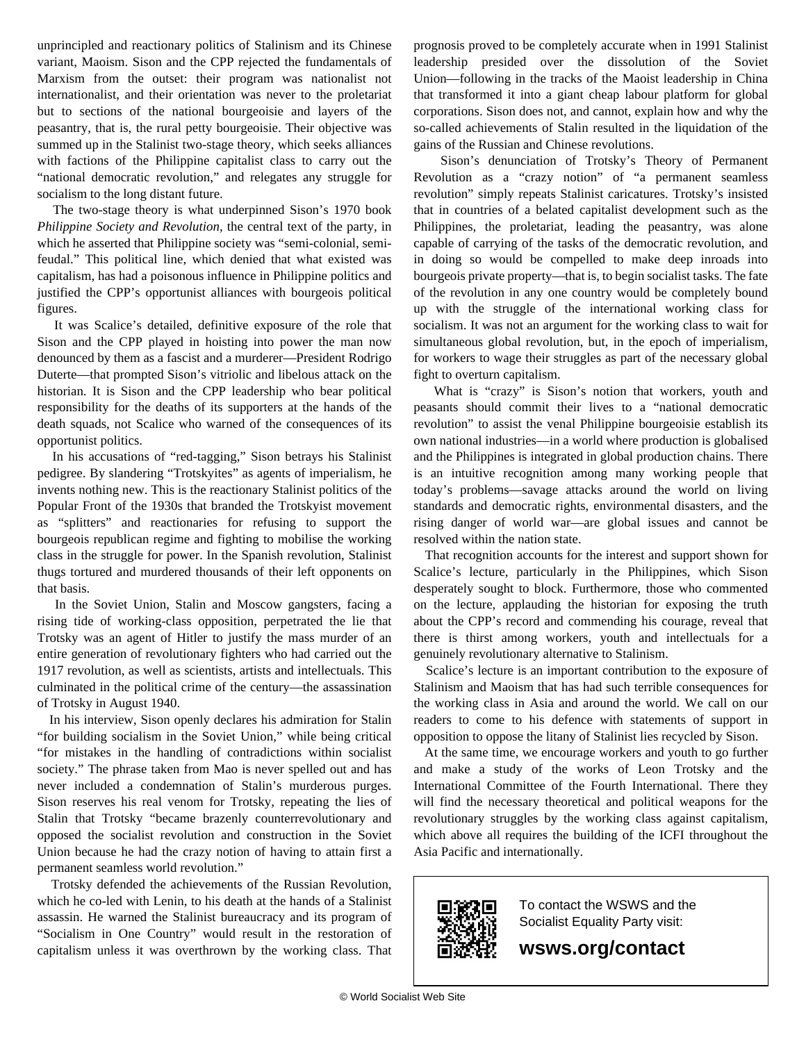unprincipled and reactionary politics of Stalinism and its Chinese variant, Maoism. Sison and the CPP rejected the fundamentals of Marxism from the outset: their program was nationalist not internationalist, and their orientation was never to the proletariat but to sections of the national bourgeoisie and layers of the peasantry, that is, the rural petty bourgeoisie. Their objective was summed up in the Stalinist two-stage theory, which seeks alliances with factions of the Philippine capitalist class to carry out the "national democratic revolution," and relegates any struggle for socialism to the long distant future.

The two-stage theory is what underpinned Sison's 1970 book *Philippine Society and Revolution*, the central text of the party, in which he asserted that Philippine society was "semi-colonial, semi-feudal." This political line, which denied that what existed was capitalism, has had a poisonous influence in Philippine politics and justified the CPP's opportunist alliances with bourgeois political figures.

It was Scalice's detailed, definitive exposure of the role that Sison and the CPP played in hoisting into power the man now denounced by them as a fascist and a murderer—President Rodrigo Duterte—that prompted Sison's vitriolic and libelous attack on the historian. It is Sison and the CPP leadership who bear political responsibility for the deaths of its supporters at the hands of the death squads, not Scalice who warned of the consequences of its opportunist politics.

In his accusations of "red-tagging," Sison betrays his Stalinist pedigree. By slandering "Trotskyites" as agents of imperialism, he invents nothing new. This is the reactionary Stalinist politics of the Popular Front of the 1930s that branded the Trotskyist movement as "splitters" and reactionaries for refusing to support the bourgeois republican regime and fighting to mobilise the working class in the struggle for power. In the Spanish revolution, Stalinist thugs tortured and murdered thousands of their left opponents on that basis.

In the Soviet Union, Stalin and Moscow gangsters, facing a rising tide of working-class opposition, perpetrated the lie that Trotsky was an agent of Hitler to justify the mass murder of an entire generation of revolutionary fighters who had carried out the 1917 revolution, as well as scientists, artists and intellectuals. This culminated in the political crime of the century—the assassination of Trotsky in August 1940.

In his interview, Sison openly declares his admiration for Stalin "for building socialism in the Soviet Union," while being critical "for mistakes in the handling of contradictions within socialist society." The phrase taken from Mao is never spelled out and has never included a condemnation of Stalin's murderous purges. Sison reserves his real venom for Trotsky, repeating the lies of Stalin that Trotsky "became brazenly counterrevolutionary and opposed the socialist revolution and construction in the Soviet Union because he had the crazy notion of having to attain first a permanent seamless world revolution."

Trotsky defended the achievements of the Russian Revolution, which he co-led with Lenin, to his death at the hands of a Stalinist assassin. He warned the Stalinist bureaucracy and its program of "Socialism in One Country" would result in the restoration of capitalism unless it was overthrown by the working class. That prognosis proved to be completely accurate when in 1991 Stalinist leadership presided over the dissolution of the Soviet Union—following in the tracks of the Maoist leadership in China that transformed it into a giant cheap labour platform for global corporations. Sison does not, and cannot, explain how and why the so-called achievements of Stalin resulted in the liquidation of the gains of the Russian and Chinese revolutions.

Sison's denunciation of Trotsky's Theory of Permanent Revolution as a "crazy notion" of "a permanent seamless revolution" simply repeats Stalinist caricatures. Trotsky's insisted that in countries of a belated capitalist development such as the Philippines, the proletariat, leading the peasantry, was alone capable of carrying of the tasks of the democratic revolution, and in doing so would be compelled to make deep inroads into bourgeois private property—that is, to begin socialist tasks. The fate of the revolution in any one country would be completely bound up with the struggle of the international working class for socialism. It was not an argument for the working class to wait for simultaneous global revolution, but, in the epoch of imperialism, for workers to wage their struggles as part of the necessary global fight to overturn capitalism.

What is "crazy" is Sison's notion that workers, youth and peasants should commit their lives to a "national democratic revolution" to assist the venal Philippine bourgeoisie establish its own national industries—in a world where production is globalised and the Philippines is integrated in global production chains. There is an intuitive recognition among many working people that today's problems—savage attacks around the world on living standards and democratic rights, environmental disasters, and the rising danger of world war—are global issues and cannot be resolved within the nation state.

That recognition accounts for the interest and support shown for Scalice's lecture, particularly in the Philippines, which Sison desperately sought to block. Furthermore, those who commented on the lecture, applauding the historian for exposing the truth about the CPP's record and commending his courage, reveal that there is thirst among workers, youth and intellectuals for a genuinely revolutionary alternative to Stalinism.

Scalice's lecture is an important contribution to the exposure of Stalinism and Maoism that has had such terrible consequences for the working class in Asia and around the world. We call on our readers to come to his defence with statements of support in opposition to oppose the litany of Stalinist lies recycled by Sison.

At the same time, we encourage workers and youth to go further and make a study of the works of Leon Trotsky and the International Committee of the Fourth International. There they will find the necessary theoretical and political weapons for the revolutionary struggles by the working class against capitalism, which above all requires the building of the ICFI throughout the Asia Pacific and internationally.

To contact the WSWS and the Socialist Equality Party visit:

**wsws.org/contact**